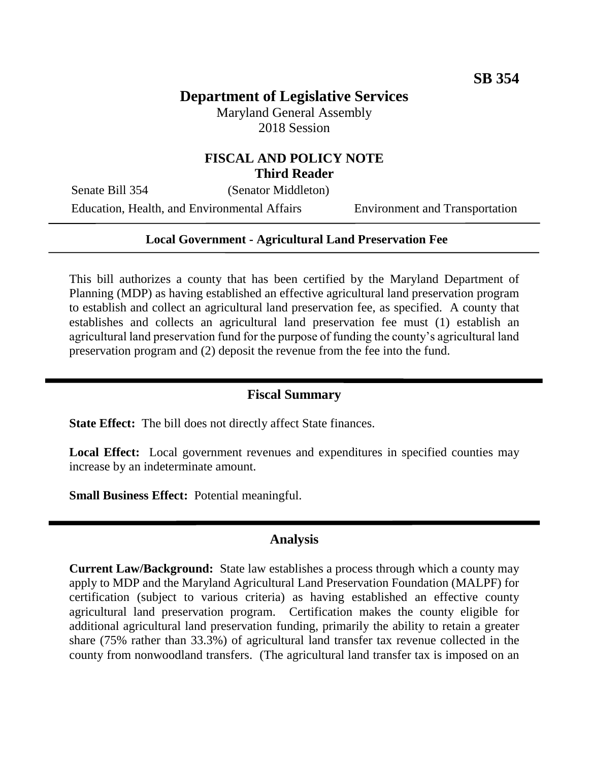**SB 354**

# Department of Legislative Services

Maryland General Assembly
2018 Session

## FISCAL AND POLICY NOTE
**Third Reader**

Senate Bill 354 (Senator Middleton)

Education, Health, and Environmental Affairs Environment and Transportation

---

**Local Government - Agricultural Land Preservation Fee**

---

This bill authorizes a county that has been certified by the Maryland Department of Planning (MDP) as having established an effective agricultural land preservation program to establish and collect an agricultural land preservation fee, as specified. A county that establishes and collects an agricultural land preservation fee must (1) establish an agricultural land preservation fund for the purpose of funding the county's agricultural land preservation program and (2) deposit the revenue from the fee into the fund.

## Fiscal Summary

**State Effect:** The bill does not directly affect State finances.

**Local Effect:** Local government revenues and expenditures in specified counties may increase by an indeterminate amount.

**Small Business Effect:** Potential meaningful.

## Analysis

**Current Law/Background:** State law establishes a process through which a county may apply to MDP and the Maryland Agricultural Land Preservation Foundation (MALPF) for certification (subject to various criteria) as having established an effective county agricultural land preservation program. Certification makes the county eligible for additional agricultural land preservation funding, primarily the ability to retain a greater share (75% rather than 33.3%) of agricultural land transfer tax revenue collected in the county from nonwoodland transfers. (The agricultural land transfer tax is imposed on an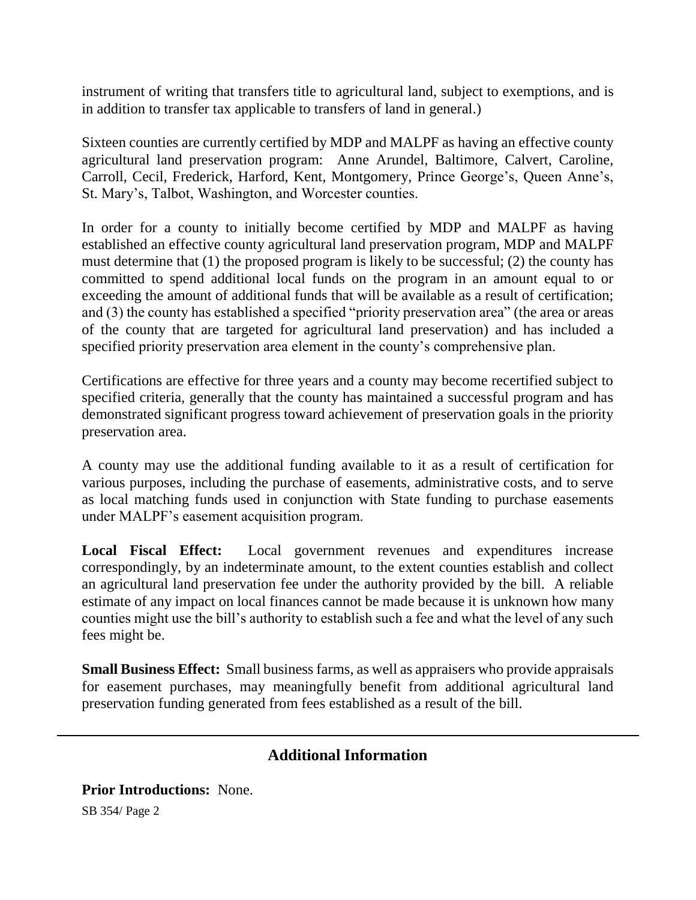instrument of writing that transfers title to agricultural land, subject to exemptions, and is in addition to transfer tax applicable to transfers of land in general.)

Sixteen counties are currently certified by MDP and MALPF as having an effective county agricultural land preservation program: Anne Arundel, Baltimore, Calvert, Caroline, Carroll, Cecil, Frederick, Harford, Kent, Montgomery, Prince George's, Queen Anne's, St. Mary's, Talbot, Washington, and Worcester counties.

In order for a county to initially become certified by MDP and MALPF as having established an effective county agricultural land preservation program, MDP and MALPF must determine that (1) the proposed program is likely to be successful; (2) the county has committed to spend additional local funds on the program in an amount equal to or exceeding the amount of additional funds that will be available as a result of certification; and (3) the county has established a specified "priority preservation area" (the area or areas of the county that are targeted for agricultural land preservation) and has included a specified priority preservation area element in the county's comprehensive plan.

Certifications are effective for three years and a county may become recertified subject to specified criteria, generally that the county has maintained a successful program and has demonstrated significant progress toward achievement of preservation goals in the priority preservation area.

A county may use the additional funding available to it as a result of certification for various purposes, including the purchase of easements, administrative costs, and to serve as local matching funds used in conjunction with State funding to purchase easements under MALPF's easement acquisition program.

**Local Fiscal Effect:** Local government revenues and expenditures increase correspondingly, by an indeterminate amount, to the extent counties establish and collect an agricultural land preservation fee under the authority provided by the bill. A reliable estimate of any impact on local finances cannot be made because it is unknown how many counties might use the bill's authority to establish such a fee and what the level of any such fees might be.

**Small Business Effect:** Small business farms, as well as appraisers who provide appraisals for easement purchases, may meaningfully benefit from additional agricultural land preservation funding generated from fees established as a result of the bill.

## Additional Information

**Prior Introductions:** None.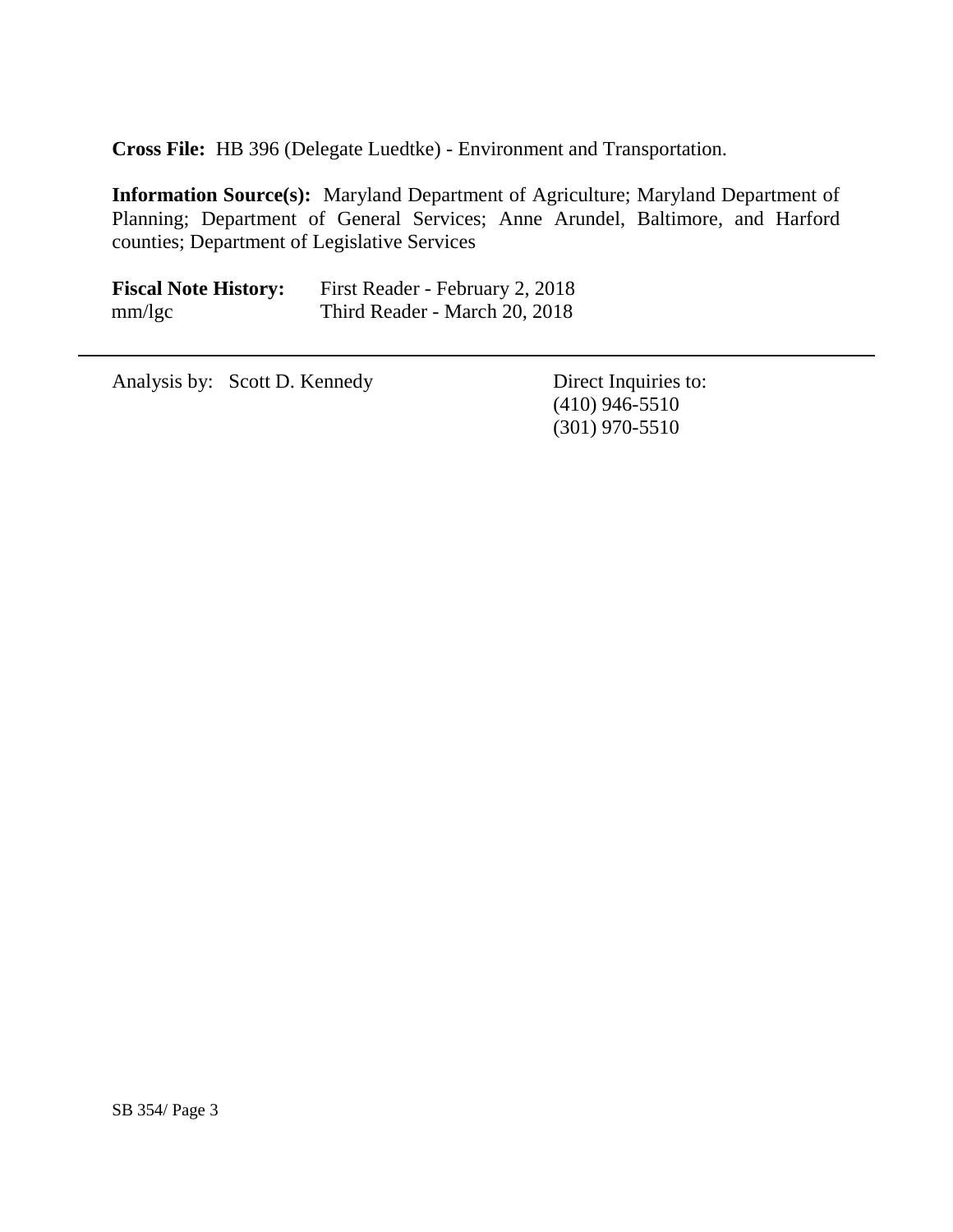**Cross File:** HB 396 (Delegate Luedtke) - Environment and Transportation.

**Information Source(s):** Maryland Department of Agriculture; Maryland Department of Planning; Department of General Services; Anne Arundel, Baltimore, and Harford counties; Department of Legislative Services

**Fiscal Note History:** First Reader - February 2, 2018
mm/lgc Third Reader - March 20, 2018

---

Analysis by: Scott D. Kennedy

Direct Inquiries to:
(410) 946-5510
(301) 970-5510